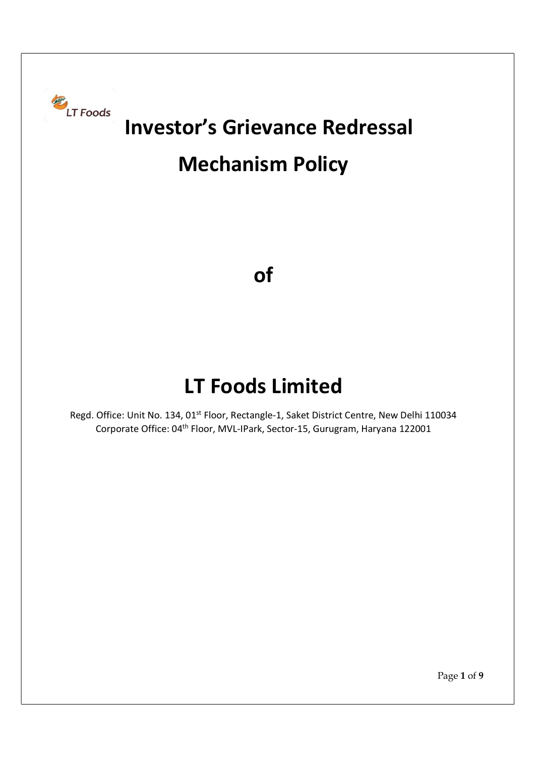# Investor's Grievance Redressal Mechanism Policy

# of

# LT Foods Limited

Regd. Office: Unit No. 134, 01st Floor, Rectangle-1, Saket District Centre, New Delhi 110034
Corporate Office: 04th Floor, MVL-IPark, Sector-15, Gurugram, Haryana 122001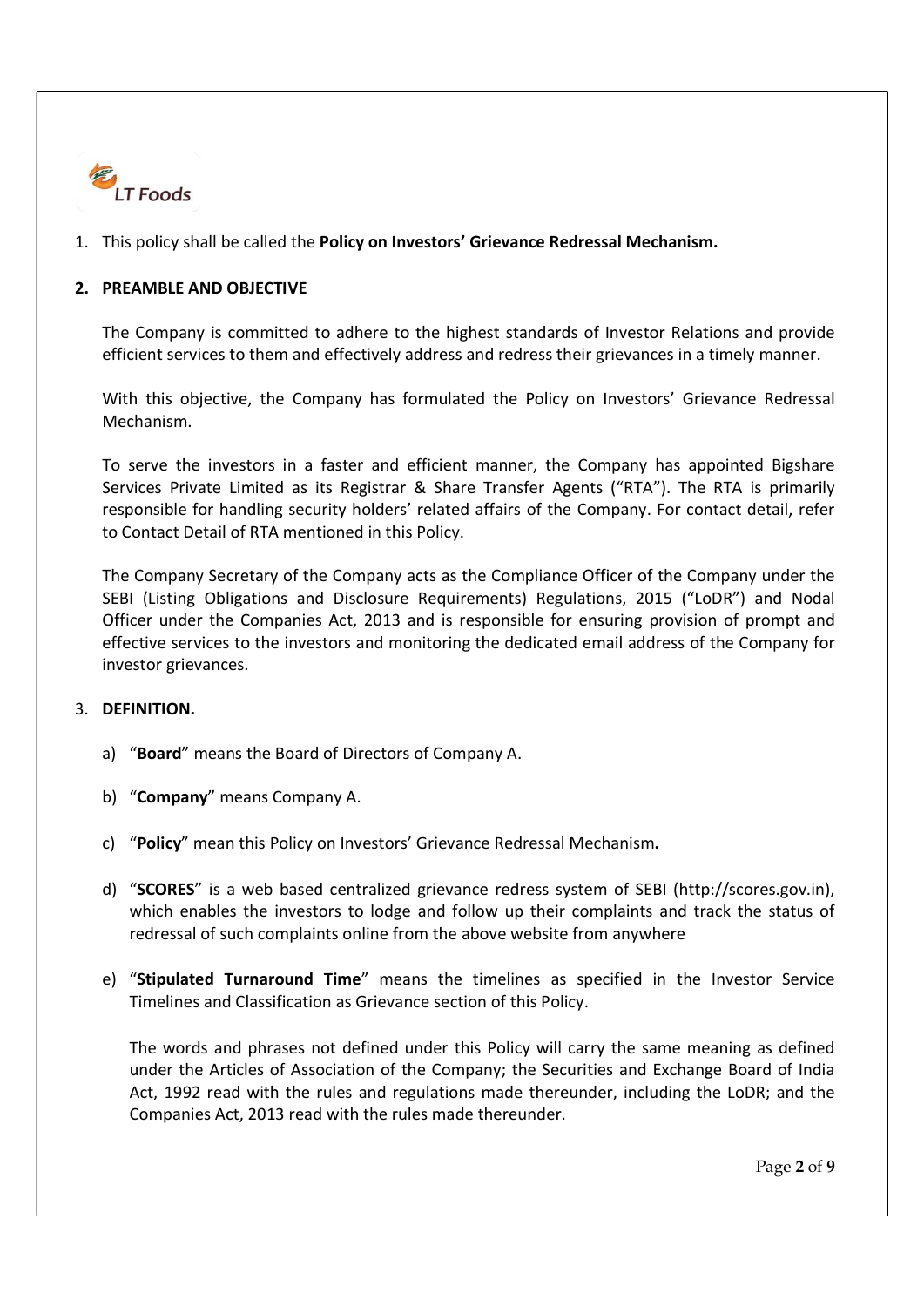1. This policy shall be called the **Policy on Investors' Grievance Redressal Mechanism.**

## 2. PREAMBLE AND OBJECTIVE

The Company is committed to adhere to the highest standards of Investor Relations and provide efficient services to them and effectively address and redress their grievances in a timely manner.

With this objective, the Company has formulated the Policy on Investors' Grievance Redressal Mechanism.

To serve the investors in a faster and efficient manner, the Company has appointed Bigshare Services Private Limited as its Registrar & Share Transfer Agents ("RTA"). The RTA is primarily responsible for handling security holders' related affairs of the Company. For contact detail, refer to Contact Detail of RTA mentioned in this Policy.

The Company Secretary of the Company acts as the Compliance Officer of the Company under the SEBI (Listing Obligations and Disclosure Requirements) Regulations, 2015 ("LoDR") and Nodal Officer under the Companies Act, 2013 and is responsible for ensuring provision of prompt and effective services to the investors and monitoring the dedicated email address of the Company for investor grievances.

## 3. DEFINITION.

a) "**Board**" means the Board of Directors of Company A.

b) "**Company**" means Company A.

c) "**Policy**" mean this Policy on Investors' Grievance Redressal Mechanism**.**

d) "**SCORES**" is a web based centralized grievance redress system of SEBI (http://scores.gov.in), which enables the investors to lodge and follow up their complaints and track the status of redressal of such complaints online from the above website from anywhere

e) "**Stipulated Turnaround Time**" means the timelines as specified in the Investor Service Timelines and Classification as Grievance section of this Policy.

The words and phrases not defined under this Policy will carry the same meaning as defined under the Articles of Association of the Company; the Securities and Exchange Board of India Act, 1992 read with the rules and regulations made thereunder, including the LoDR; and the Companies Act, 2013 read with the rules made thereunder.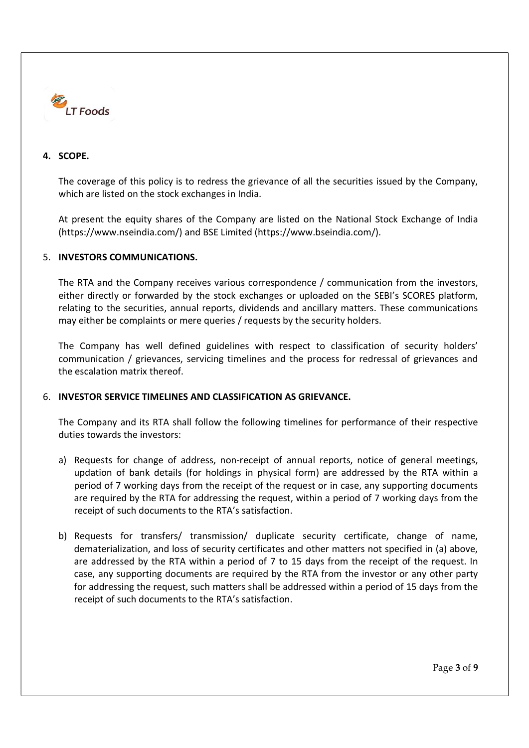## 4. SCOPE.

The coverage of this policy is to redress the grievance of all the securities issued by the Company, which are listed on the stock exchanges in India.

At present the equity shares of the Company are listed on the National Stock Exchange of India (https://www.nseindia.com/) and BSE Limited (https://www.bseindia.com/).

## 5. INVESTORS COMMUNICATIONS.

The RTA and the Company receives various correspondence / communication from the investors, either directly or forwarded by the stock exchanges or uploaded on the SEBI's SCORES platform, relating to the securities, annual reports, dividends and ancillary matters. These communications may either be complaints or mere queries / requests by the security holders.

The Company has well defined guidelines with respect to classification of security holders' communication / grievances, servicing timelines and the process for redressal of grievances and the escalation matrix thereof.

## 6. INVESTOR SERVICE TIMELINES AND CLASSIFICATION AS GRIEVANCE.

The Company and its RTA shall follow the following timelines for performance of their respective duties towards the investors:

a) Requests for change of address, non-receipt of annual reports, notice of general meetings, updation of bank details (for holdings in physical form) are addressed by the RTA within a period of 7 working days from the receipt of the request or in case, any supporting documents are required by the RTA for addressing the request, within a period of 7 working days from the receipt of such documents to the RTA's satisfaction.

b) Requests for transfers/ transmission/ duplicate security certificate, change of name, dematerialization, and loss of security certificates and other matters not specified in (a) above, are addressed by the RTA within a period of 7 to 15 days from the receipt of the request. In case, any supporting documents are required by the RTA from the investor or any other party for addressing the request, such matters shall be addressed within a period of 15 days from the receipt of such documents to the RTA's satisfaction.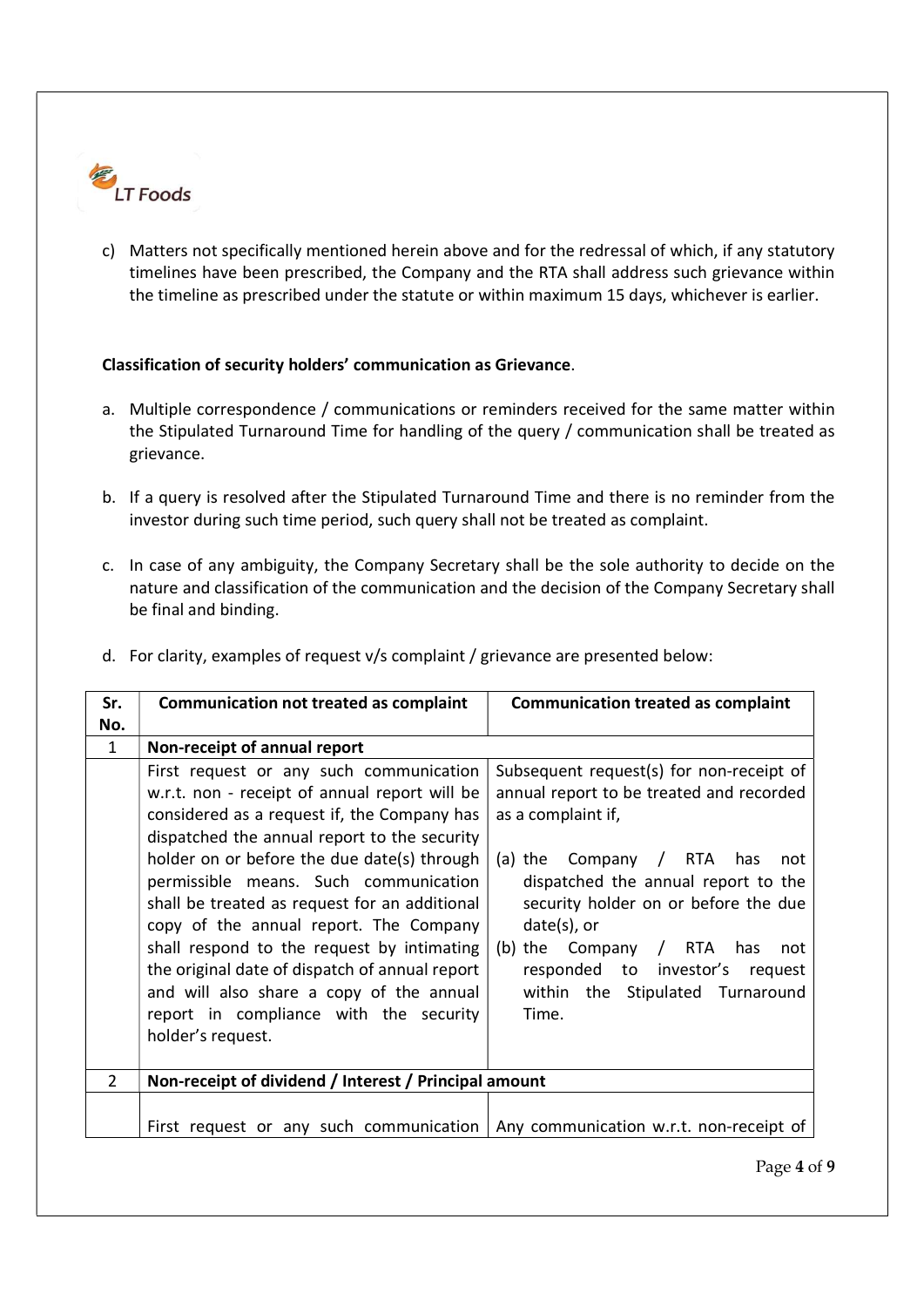c) Matters not specifically mentioned herein above and for the redressal of which, if any statutory timelines have been prescribed, the Company and the RTA shall address such grievance within the timeline as prescribed under the statute or within maximum 15 days, whichever is earlier.

**Classification of security holders' communication as Grievance**.

a. Multiple correspondence / communications or reminders received for the same matter within the Stipulated Turnaround Time for handling of the query / communication shall be treated as grievance.

b. If a query is resolved after the Stipulated Turnaround Time and there is no reminder from the investor during such time period, such query shall not be treated as complaint.

c. In case of any ambiguity, the Company Secretary shall be the sole authority to decide on the nature and classification of the communication and the decision of the Company Secretary shall be final and binding.

d. For clarity, examples of request v/s complaint / grievance are presented below:

| Sr. No. | Communication not treated as complaint | Communication treated as complaint |
|---|---|---|
| 1 | **Non-receipt of annual report** | |
| | First request or any such communication w.r.t. non - receipt of annual report will be considered as a request if, the Company has dispatched the annual report to the security holder on or before the due date(s) through permissible means. Such communication shall be treated as request for an additional copy of the annual report. The Company shall respond to the request by intimating the original date of dispatch of annual report and will also share a copy of the annual report in compliance with the security holder's request. | Subsequent request(s) for non-receipt of annual report to be treated and recorded as a complaint if,<br><br>(a) the Company / RTA has not dispatched the annual report to the security holder on or before the due date(s), or<br>(b) the Company / RTA has not responded to investor's request within the Stipulated Turnaround Time. |
| 2 | **Non-receipt of dividend / Interest / Principal amount** | |
| | First request or any such communication | Any communication w.r.t. non-receipt of |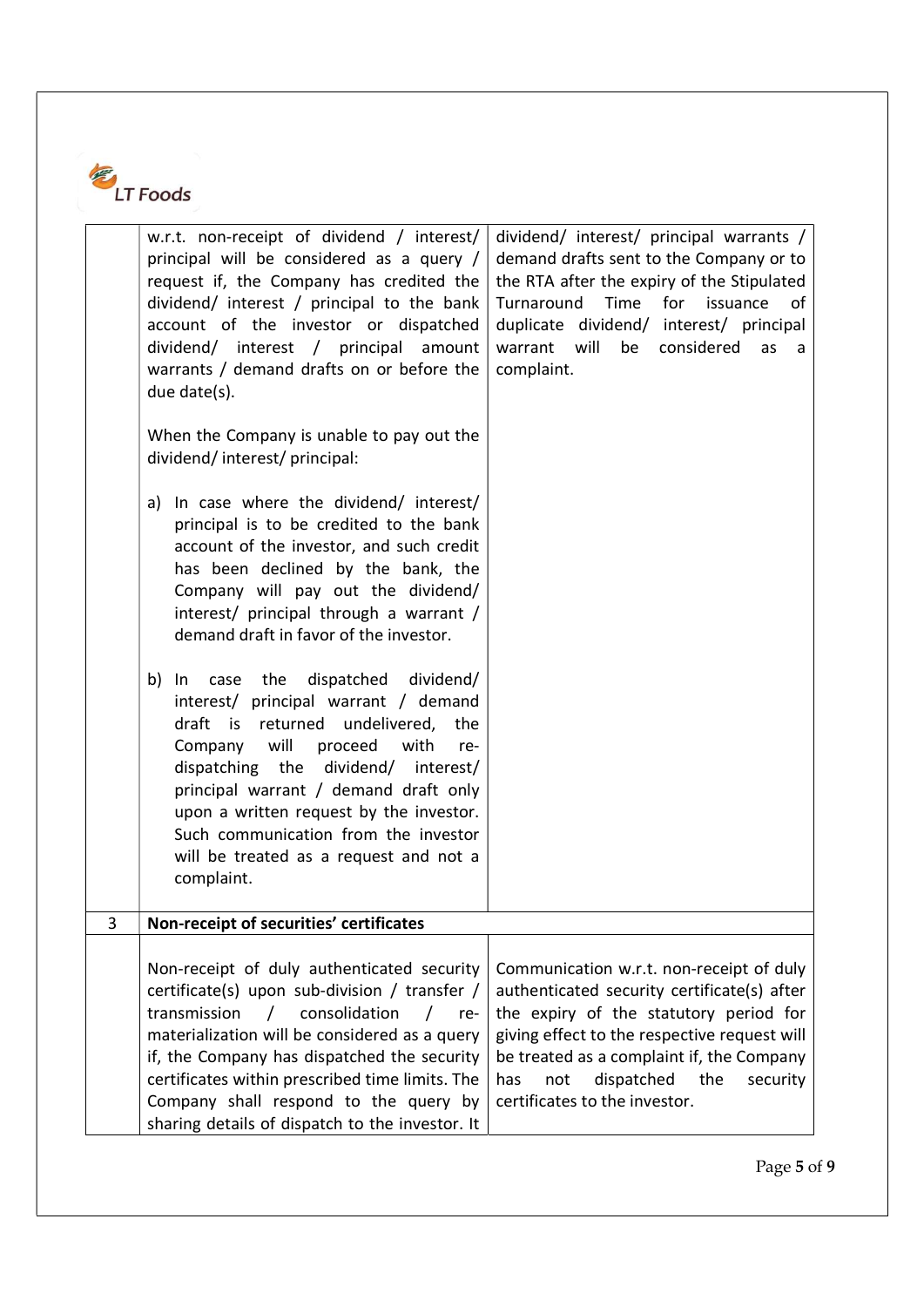| | | |
|---|---|---|
| | w.r.t. non-receipt of dividend / interest/ principal will be considered as a query / request if, the Company has credited the dividend/ interest / principal to the bank account of the investor or dispatched dividend/ interest / principal amount warrants / demand drafts on or before the due date(s).<br><br>When the Company is unable to pay out the dividend/ interest/ principal:<br><br>a) In case where the dividend/ interest/ principal is to be credited to the bank account of the investor, and such credit has been declined by the bank, the Company will pay out the dividend/ interest/ principal through a warrant / demand draft in favor of the investor.<br><br>b) In case the dispatched dividend/ interest/ principal warrant / demand draft is returned undelivered, the Company will proceed with re-dispatching the dividend/ interest/ principal warrant / demand draft only upon a written request by the investor. Such communication from the investor will be treated as a request and not a complaint. | dividend/ interest/ principal warrants / demand drafts sent to the Company or to the RTA after the expiry of the Stipulated Turnaround Time for issuance of duplicate dividend/ interest/ principal warrant will be considered as a complaint. |
| 3 | **Non-receipt of securities' certificates** | |
| | Non-receipt of duly authenticated security certificate(s) upon sub-division / transfer / transmission / consolidation / re-materialization will be considered as a query if, the Company has dispatched the security certificates within prescribed time limits. The Company shall respond to the query by sharing details of dispatch to the investor. It | Communication w.r.t. non-receipt of duly authenticated security certificate(s) after the expiry of the statutory period for giving effect to the respective request will be treated as a complaint if, the Company has not dispatched the security certificates to the investor. |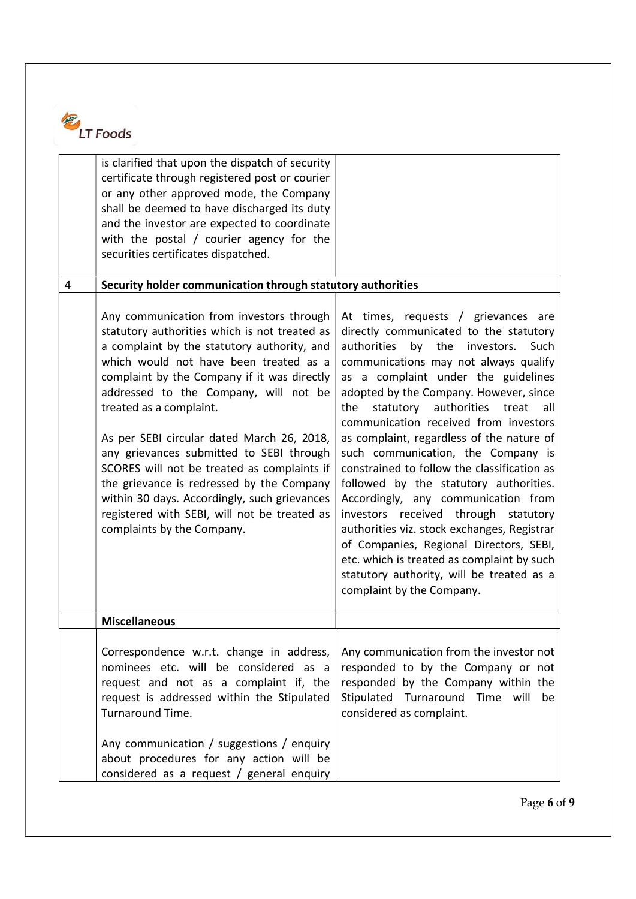| | | |
|---|---|---|
| | is clarified that upon the dispatch of security certificate through registered post or courier or any other approved mode, the Company shall be deemed to have discharged its duty and the investor are expected to coordinate with the postal / courier agency for the securities certificates dispatched. | |
| 4 | **Security holder communication through statutory authorities** | |
| | Any communication from investors through statutory authorities which is not treated as a complaint by the statutory authority, and which would not have been treated as a complaint by the Company if it was directly addressed to the Company, will not be treated as a complaint.<br><br>As per SEBI circular dated March 26, 2018, any grievances submitted to SEBI through SCORES will not be treated as complaints if the grievance is redressed by the Company within 30 days. Accordingly, such grievances registered with SEBI, will not be treated as complaints by the Company. | At times, requests / grievances are directly communicated to the statutory authorities by the investors. Such communications may not always qualify as a complaint under the guidelines adopted by the Company. However, since the statutory authorities treat all communication received from investors as complaint, regardless of the nature of such communication, the Company is constrained to follow the classification as followed by the statutory authorities. Accordingly, any communication from investors received through statutory authorities viz. stock exchanges, Registrar of Companies, Regional Directors, SEBI, etc. which is treated as complaint by such statutory authority, will be treated as a complaint by the Company. |
| | **Miscellaneous** | |
| | Correspondence w.r.t. change in address, nominees etc. will be considered as a request and not as a complaint if, the request is addressed within the Stipulated Turnaround Time.<br><br>Any communication / suggestions / enquiry about procedures for any action will be considered as a request / general enquiry | Any communication from the investor not responded to by the Company or not responded by the Company within the Stipulated Turnaround Time will be considered as complaint. |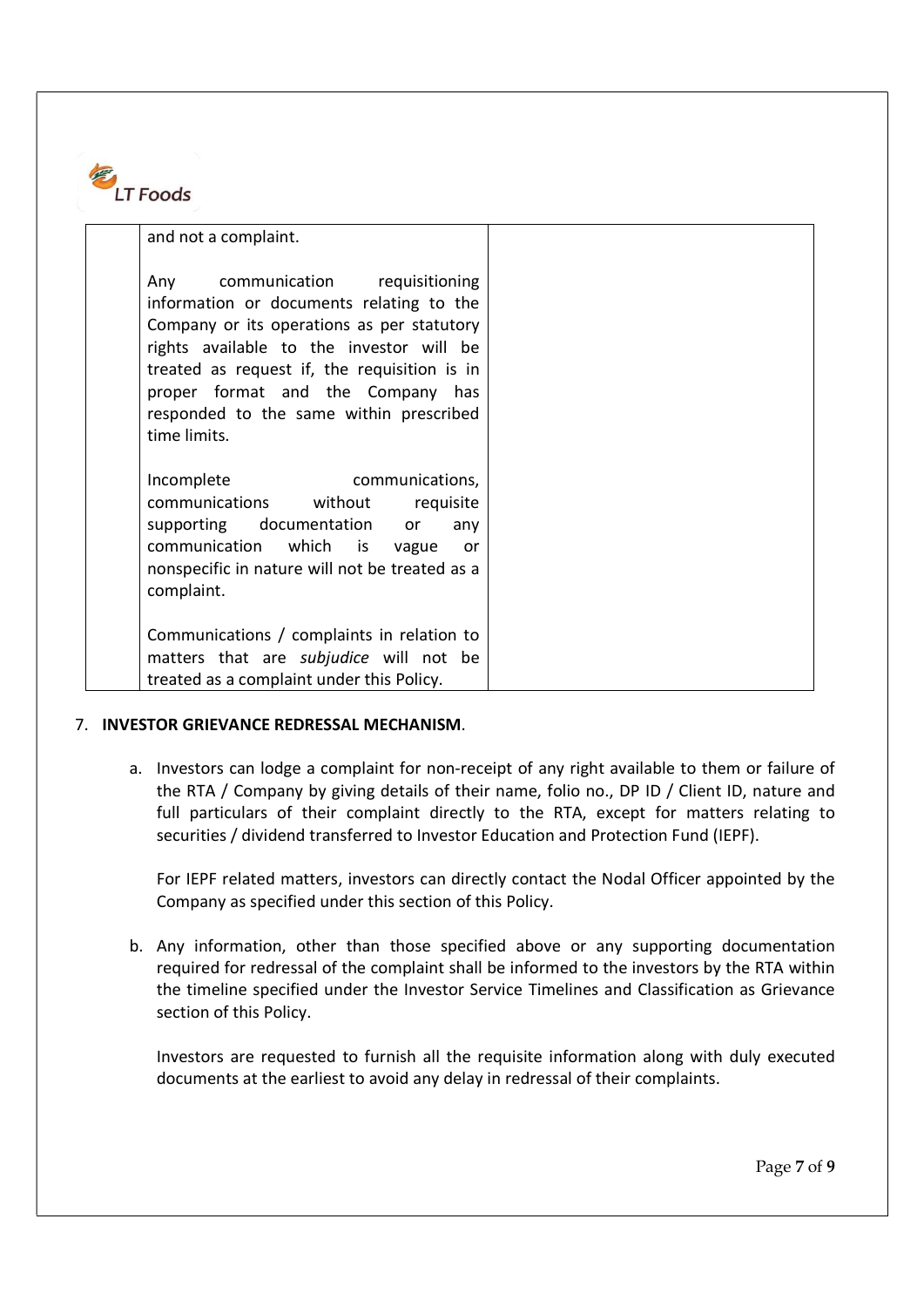| | and not a complaint.<br><br>Any communication requisitioning information or documents relating to the Company or its operations as per statutory rights available to the investor will be treated as request if, the requisition is in proper format and the Company has responded to the same within prescribed time limits.<br><br>Incomplete communications, communications without requisite supporting documentation or any communication which is vague or nonspecific in nature will not be treated as a complaint.<br><br>Communications / complaints in relation to matters that are *subjudice* will not be treated as a complaint under this Policy. | |
|---|---|---|

7. **INVESTOR GRIEVANCE REDRESSAL MECHANISM**.

   a. Investors can lodge a complaint for non-receipt of any right available to them or failure of the RTA / Company by giving details of their name, folio no., DP ID / Client ID, nature and full particulars of their complaint directly to the RTA, except for matters relating to securities / dividend transferred to Investor Education and Protection Fund (IEPF).

      For IEPF related matters, investors can directly contact the Nodal Officer appointed by the Company as specified under this section of this Policy.

   b. Any information, other than those specified above or any supporting documentation required for redressal of the complaint shall be informed to the investors by the RTA within the timeline specified under the Investor Service Timelines and Classification as Grievance section of this Policy.

      Investors are requested to furnish all the requisite information along with duly executed documents at the earliest to avoid any delay in redressal of their complaints.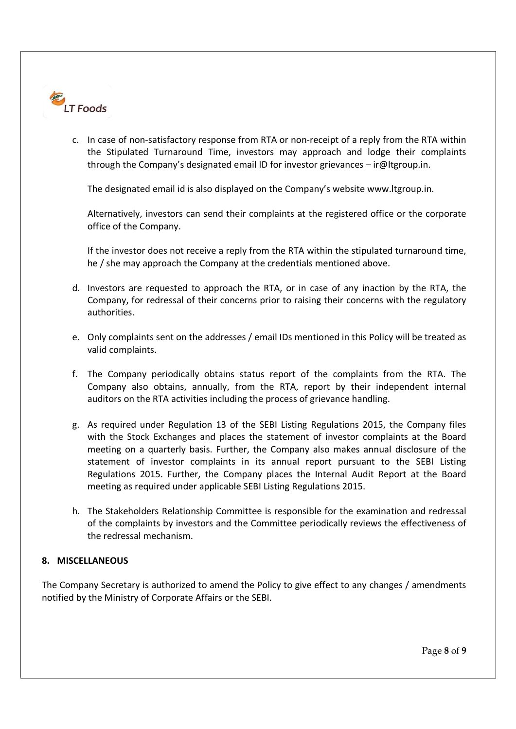c. In case of non-satisfactory response from RTA or non-receipt of a reply from the RTA within the Stipulated Turnaround Time, investors may approach and lodge their complaints through the Company's designated email ID for investor grievances – ir@ltgroup.in.

   The designated email id is also displayed on the Company's website www.ltgroup.in.

   Alternatively, investors can send their complaints at the registered office or the corporate office of the Company.

   If the investor does not receive a reply from the RTA within the stipulated turnaround time, he / she may approach the Company at the credentials mentioned above.

d. Investors are requested to approach the RTA, or in case of any inaction by the RTA, the Company, for redressal of their concerns prior to raising their concerns with the regulatory authorities.

e. Only complaints sent on the addresses / email IDs mentioned in this Policy will be treated as valid complaints.

f. The Company periodically obtains status report of the complaints from the RTA. The Company also obtains, annually, from the RTA, report by their independent internal auditors on the RTA activities including the process of grievance handling.

g. As required under Regulation 13 of the SEBI Listing Regulations 2015, the Company files with the Stock Exchanges and places the statement of investor complaints at the Board meeting on a quarterly basis. Further, the Company also makes annual disclosure of the statement of investor complaints in its annual report pursuant to the SEBI Listing Regulations 2015. Further, the Company places the Internal Audit Report at the Board meeting as required under applicable SEBI Listing Regulations 2015.

h. The Stakeholders Relationship Committee is responsible for the examination and redressal of the complaints by investors and the Committee periodically reviews the effectiveness of the redressal mechanism.

## 8. MISCELLANEOUS

The Company Secretary is authorized to amend the Policy to give effect to any changes / amendments notified by the Ministry of Corporate Affairs or the SEBI.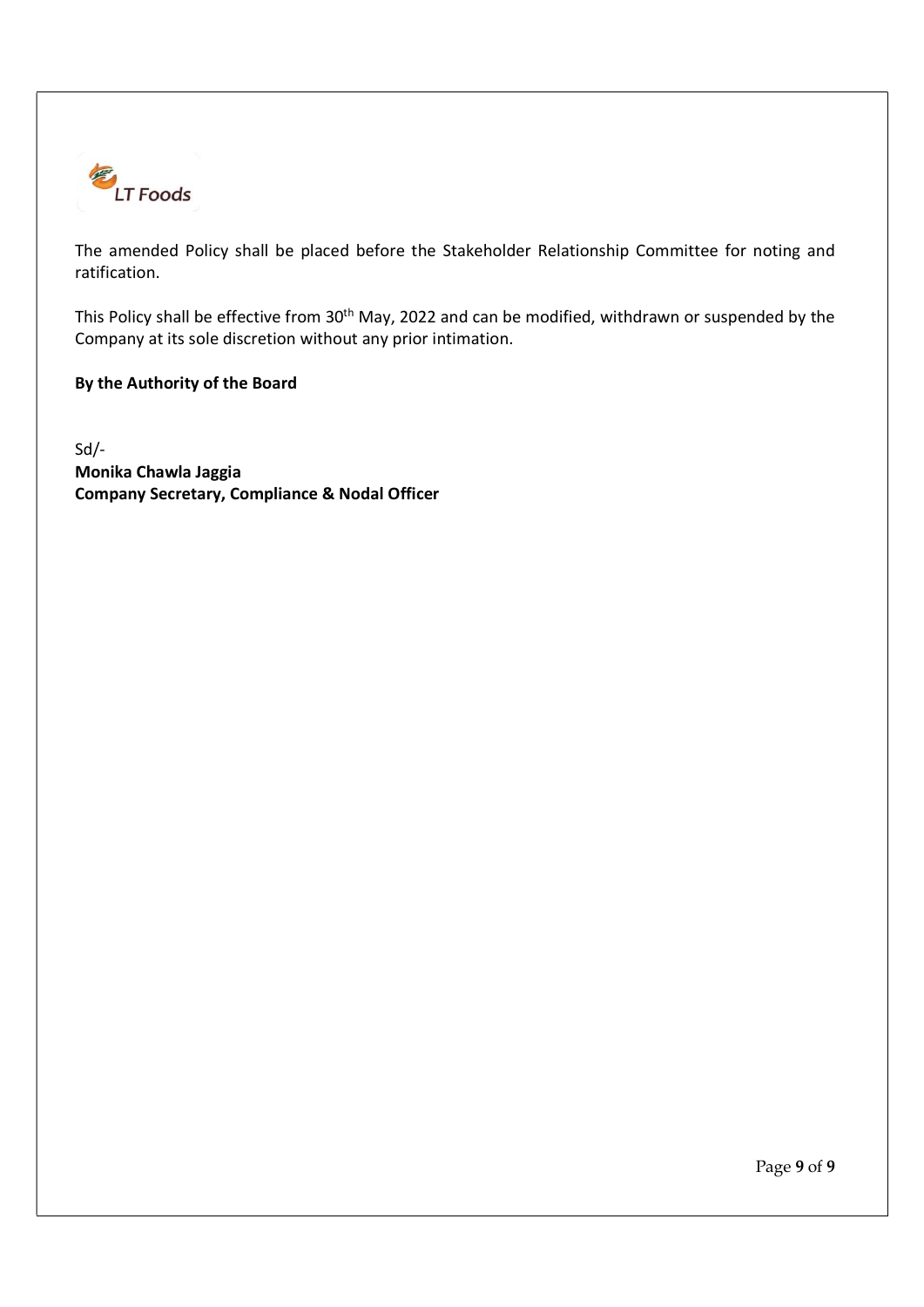The amended Policy shall be placed before the Stakeholder Relationship Committee for noting and ratification.

This Policy shall be effective from 30th May, 2022 and can be modified, withdrawn or suspended by the Company at its sole discretion without any prior intimation.

**By the Authority of the Board**

Sd/-
**Monika Chawla Jaggia**
**Company Secretary, Compliance & Nodal Officer**